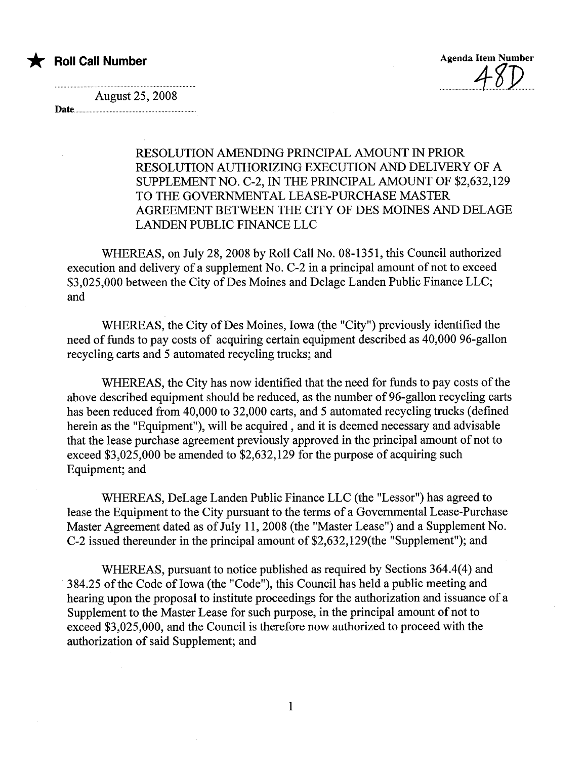★ **Roll Call Number**

**Agenda Item Number** 48D

August 25, 2008

**Date**

RESOLUTION AMENDING PRINCIPAL AMOUNT IN PRIOR RESOLUTION AUTHORIZING EXECUTION AND DELIVERY OF A SUPPLEMENT NO. C-2, IN THE PRINCIPAL AMOUNT OF $2,632,129 TO THE GOVERNMENTAL LEASE-PURCHASE MASTER AGREEMENT BETWEEN THE CITY OF DES MOINES AND DELAGE LANDEN PUBLIC FINANCE LLC

WHEREAS, on July 28, 2008 by Roll Call No. 08-1351, this Council authorized execution and delivery of a supplement No. C-2 in a principal amount of not to exceed $3,025,000 between the City of Des Moines and Delage Landen Public Finance LLC; and

WHEREAS, the City of Des Moines, Iowa (the "City") previously identified the need of funds to pay costs of acquiring certain equipment described as 40,000 96-gallon recycling carts and 5 automated recycling trucks; and

WHEREAS, the City has now identified that the need for funds to pay costs of the above described equipment should be reduced, as the number of 96-gallon recycling carts has been reduced from 40,000 to 32,000 carts, and 5 automated recycling trucks (defined herein as the "Equipment"), will be acquired , and it is deemed necessary and advisable that the lease purchase agreement previously approved in the principal amount of not to exceed $3,025,000 be amended to $2,632,129 for the purpose of acquiring such Equipment; and

WHEREAS, DeLage Landen Public Finance LLC (the "Lessor") has agreed to lease the Equipment to the City pursuant to the terms of a Governmental Lease-Purchase Master Agreement dated as of July 11, 2008 (the "Master Lease") and a Supplement No. C-2 issued thereunder in the principal amount of $2,632,129(the "Supplement"); and

WHEREAS, pursuant to notice published as required by Sections 364.4(4) and 384.25 of the Code of Iowa (the "Code"), this Council has held a public meeting and hearing upon the proposal to institute proceedings for the authorization and issuance of a Supplement to the Master Lease for such purpose, in the principal amount of not to exceed $3,025,000, and the Council is therefore now authorized to proceed with the authorization of said Supplement; and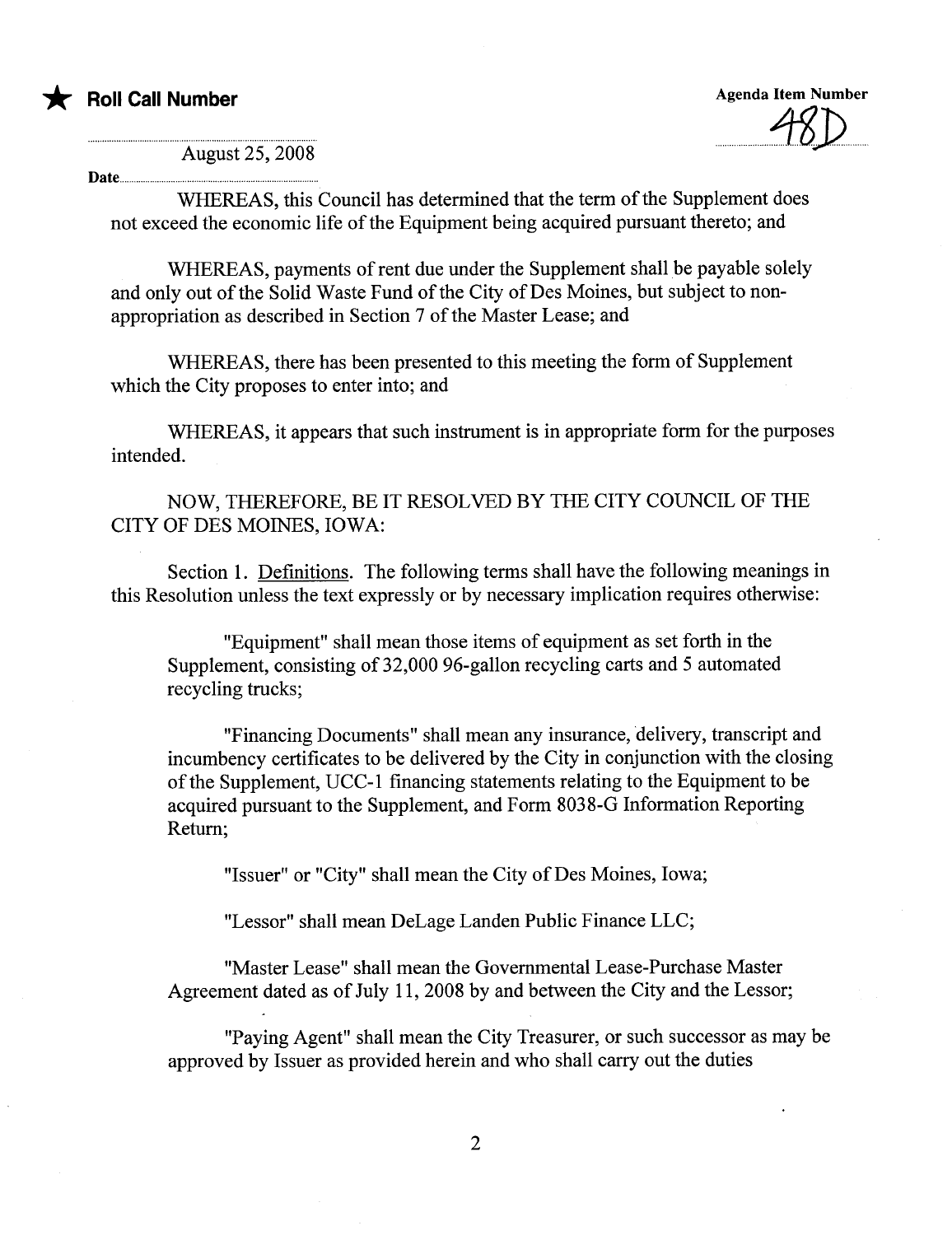★ **Roll Call Number**

Agenda Item Number 48D

Date August 25, 2008

WHEREAS, this Council has determined that the term of the Supplement does not exceed the economic life of the Equipment being acquired pursuant thereto; and

WHEREAS, payments of rent due under the Supplement shall be payable solely and only out of the Solid Waste Fund of the City of Des Moines, but subject to non-appropriation as described in Section 7 of the Master Lease; and

WHEREAS, there has been presented to this meeting the form of Supplement which the City proposes to enter into; and

WHEREAS, it appears that such instrument is in appropriate form for the purposes intended.

NOW, THEREFORE, BE IT RESOLVED BY THE CITY COUNCIL OF THE CITY OF DES MOINES, IOWA:

Section 1. Definitions. The following terms shall have the following meanings in this Resolution unless the text expressly or by necessary implication requires otherwise:

"Equipment" shall mean those items of equipment as set forth in the Supplement, consisting of 32,000 96-gallon recycling carts and 5 automated recycling trucks;

"Financing Documents" shall mean any insurance, delivery, transcript and incumbency certificates to be delivered by the City in conjunction with the closing of the Supplement, UCC-1 financing statements relating to the Equipment to be acquired pursuant to the Supplement, and Form 8038-G Information Reporting Return;

"Issuer" or "City" shall mean the City of Des Moines, Iowa;

"Lessor" shall mean DeLage Landen Public Finance LLC;

"Master Lease" shall mean the Governmental Lease-Purchase Master Agreement dated as of July 11, 2008 by and between the City and the Lessor;

"Paying Agent" shall mean the City Treasurer, or such successor as may be approved by Issuer as provided herein and who shall carry out the duties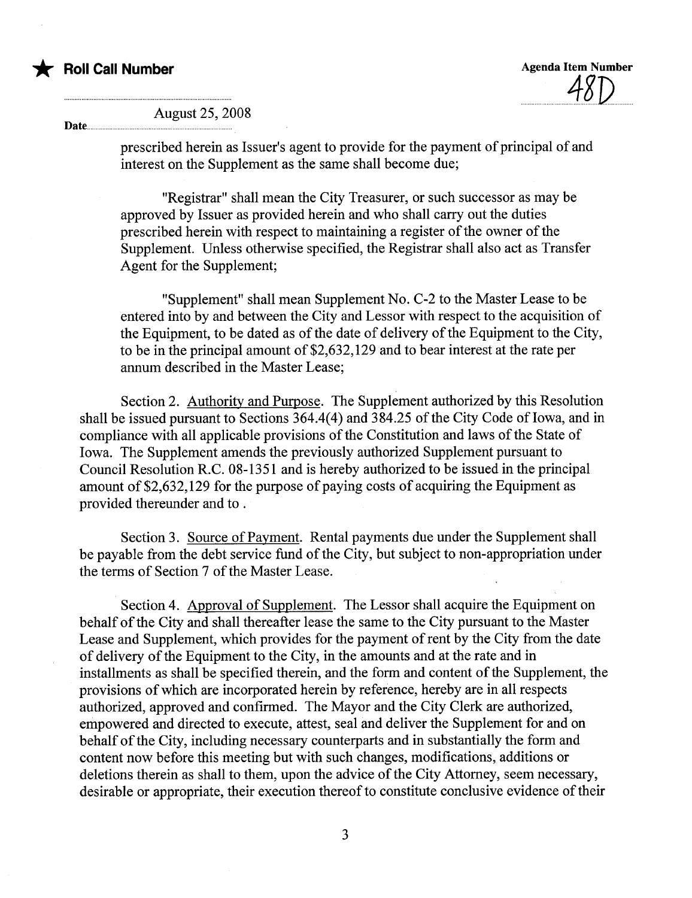★ **Roll Call Number**

**Agenda Item Number**
48D

Date August 25, 2008

prescribed herein as Issuer's agent to provide for the payment of principal of and interest on the Supplement as the same shall become due;

"Registrar" shall mean the City Treasurer, or such successor as may be approved by Issuer as provided herein and who shall carry out the duties prescribed herein with respect to maintaining a register of the owner of the Supplement. Unless otherwise specified, the Registrar shall also act as Transfer Agent for the Supplement;

"Supplement" shall mean Supplement No. C-2 to the Master Lease to be entered into by and between the City and Lessor with respect to the acquisition of the Equipment, to be dated as of the date of delivery of the Equipment to the City, to be in the principal amount of $2,632,129 and to bear interest at the rate per annum described in the Master Lease;

Section 2. Authority and Purpose. The Supplement authorized by this Resolution shall be issued pursuant to Sections 364.4(4) and 384.25 of the City Code of Iowa, and in compliance with all applicable provisions of the Constitution and laws of the State of Iowa. The Supplement amends the previously authorized Supplement pursuant to Council Resolution R.C. 08-1351 and is hereby authorized to be issued in the principal amount of $2,632,129 for the purpose of paying costs of acquiring the Equipment as provided thereunder and to .

Section 3. Source of Payment. Rental payments due under the Supplement shall be payable from the debt service fund of the City, but subject to non-appropriation under the terms of Section 7 of the Master Lease.

Section 4. Approval of Supplement. The Lessor shall acquire the Equipment on behalf of the City and shall thereafter lease the same to the City pursuant to the Master Lease and Supplement, which provides for the payment of rent by the City from the date of delivery of the Equipment to the City, in the amounts and at the rate and in installments as shall be specified therein, and the form and content of the Supplement, the provisions of which are incorporated herein by reference, hereby are in all respects authorized, approved and confirmed. The Mayor and the City Clerk are authorized, empowered and directed to execute, attest, seal and deliver the Supplement for and on behalf of the City, including necessary counterparts and in substantially the form and content now before this meeting but with such changes, modifications, additions or deletions therein as shall to them, upon the advice of the City Attorney, seem necessary, desirable or appropriate, their execution thereof to constitute conclusive evidence of their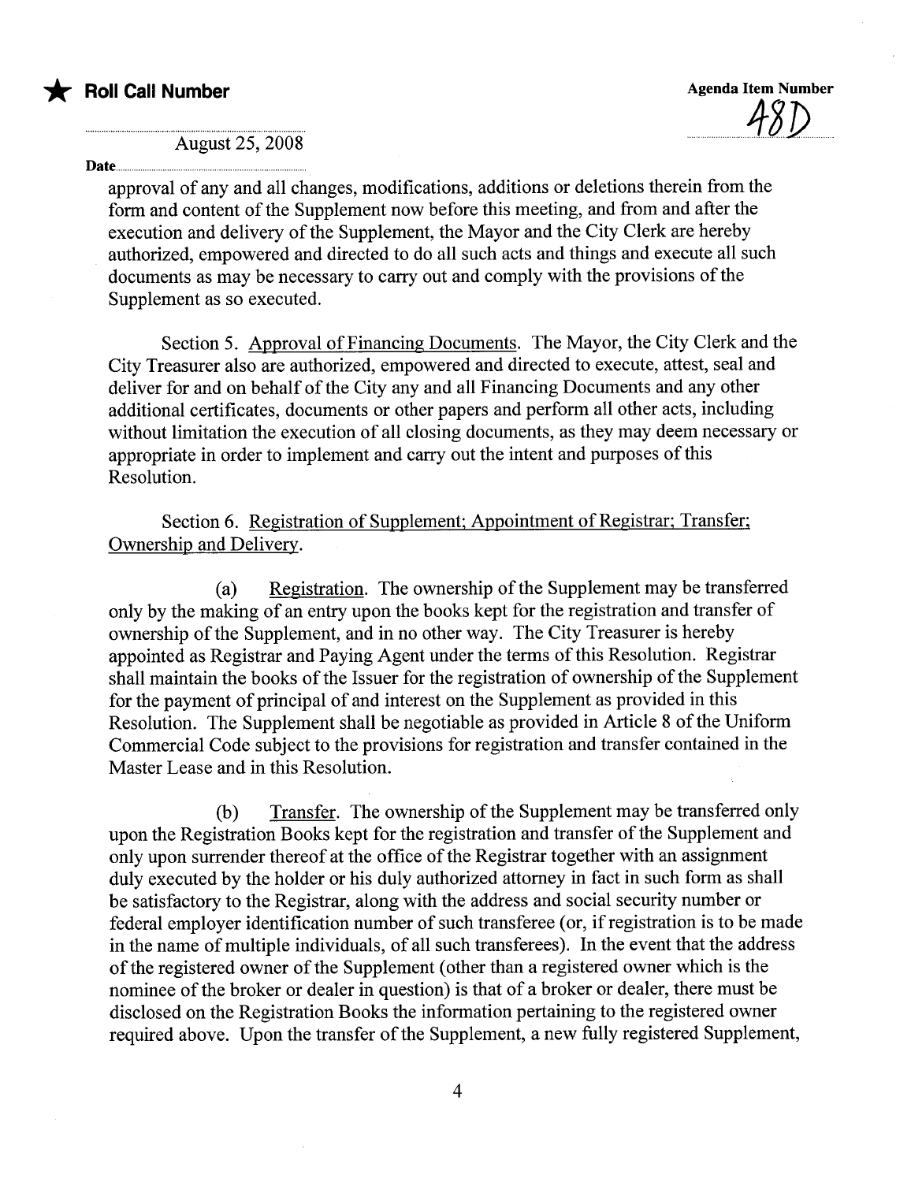approval of any and all changes, modifications, additions or deletions therein from the form and content of the Supplement now before this meeting, and from and after the execution and delivery of the Supplement, the Mayor and the City Clerk are hereby authorized, empowered and directed to do all such acts and things and execute all such documents as may be necessary to carry out and comply with the provisions of the Supplement as so executed.

Section 5. Approval of Financing Documents. The Mayor, the City Clerk and the City Treasurer also are authorized, empowered and directed to execute, attest, seal and deliver for and on behalf of the City any and all Financing Documents and any other additional certificates, documents or other papers and perform all other acts, including without limitation the execution of all closing documents, as they may deem necessary or appropriate in order to implement and carry out the intent and purposes of this Resolution.

Section 6. Registration of Supplement; Appointment of Registrar; Transfer; Ownership and Delivery.

(a) Registration. The ownership of the Supplement may be transferred only by the making of an entry upon the books kept for the registration and transfer of ownership of the Supplement, and in no other way. The City Treasurer is hereby appointed as Registrar and Paying Agent under the terms of this Resolution. Registrar shall maintain the books of the Issuer for the registration of ownership of the Supplement for the payment of principal of and interest on the Supplement as provided in this Resolution. The Supplement shall be negotiable as provided in Article 8 of the Uniform Commercial Code subject to the provisions for registration and transfer contained in the Master Lease and in this Resolution.

(b) Transfer. The ownership of the Supplement may be transferred only upon the Registration Books kept for the registration and transfer of the Supplement and only upon surrender thereof at the office of the Registrar together with an assignment duly executed by the holder or his duly authorized attorney in fact in such form as shall be satisfactory to the Registrar, along with the address and social security number or federal employer identification number of such transferee (or, if registration is to be made in the name of multiple individuals, of all such transferees). In the event that the address of the registered owner of the Supplement (other than a registered owner which is the nominee of the broker or dealer in question) is that of a broker or dealer, there must be disclosed on the Registration Books the information pertaining to the registered owner required above. Upon the transfer of the Supplement, a new fully registered Supplement,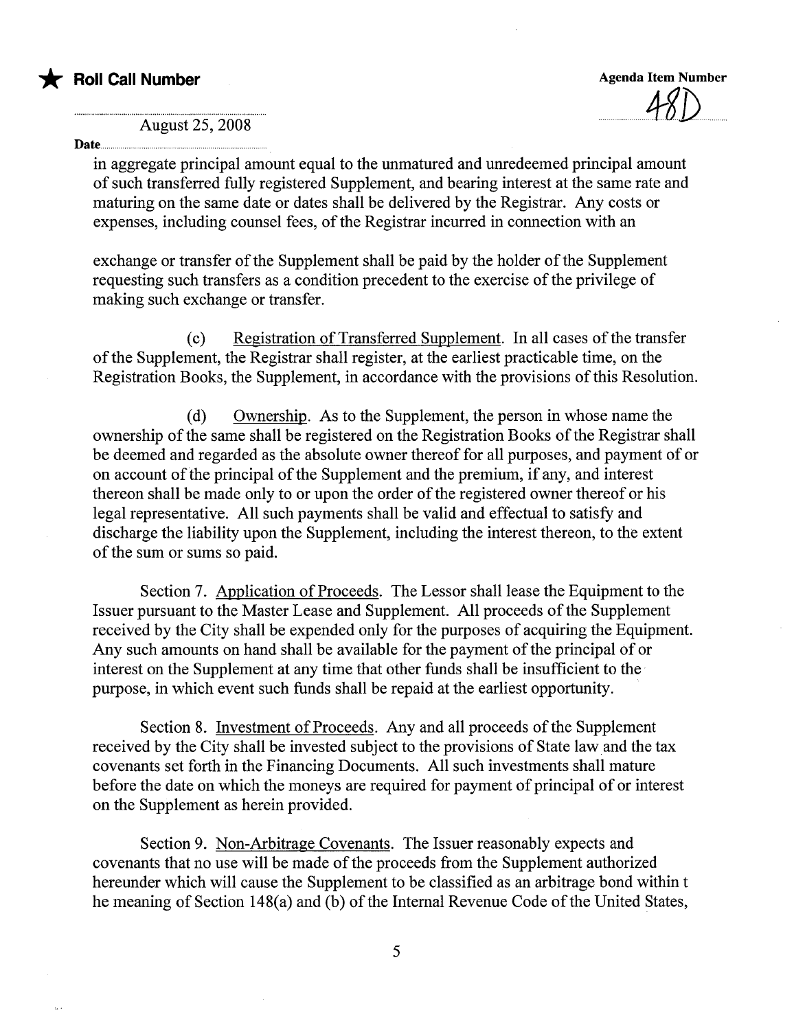in aggregate principal amount equal to the unmatured and unredeemed principal amount of such transferred fully registered Supplement, and bearing interest at the same rate and maturing on the same date or dates shall be delivered by the Registrar. Any costs or expenses, including counsel fees, of the Registrar incurred in connection with an

exchange or transfer of the Supplement shall be paid by the holder of the Supplement requesting such transfers as a condition precedent to the exercise of the privilege of making such exchange or transfer.

(c) Registration of Transferred Supplement. In all cases of the transfer of the Supplement, the Registrar shall register, at the earliest practicable time, on the Registration Books, the Supplement, in accordance with the provisions of this Resolution.

(d) Ownership. As to the Supplement, the person in whose name the ownership of the same shall be registered on the Registration Books of the Registrar shall be deemed and regarded as the absolute owner thereof for all purposes, and payment of or on account of the principal of the Supplement and the premium, if any, and interest thereon shall be made only to or upon the order of the registered owner thereof or his legal representative. All such payments shall be valid and effectual to satisfy and discharge the liability upon the Supplement, including the interest thereon, to the extent of the sum or sums so paid.

Section 7. Application of Proceeds. The Lessor shall lease the Equipment to the Issuer pursuant to the Master Lease and Supplement. All proceeds of the Supplement received by the City shall be expended only for the purposes of acquiring the Equipment. Any such amounts on hand shall be available for the payment of the principal of or interest on the Supplement at any time that other funds shall be insufficient to the purpose, in which event such funds shall be repaid at the earliest opportunity.

Section 8. Investment of Proceeds. Any and all proceeds of the Supplement received by the City shall be invested subject to the provisions of State law and the tax covenants set forth in the Financing Documents. All such investments shall mature before the date on which the moneys are required for payment of principal of or interest on the Supplement as herein provided.

Section 9. Non-Arbitrage Covenants. The Issuer reasonably expects and covenants that no use will be made of the proceeds from the Supplement authorized hereunder which will cause the Supplement to be classified as an arbitrage bond within t he meaning of Section 148(a) and (b) of the Internal Revenue Code of the United States,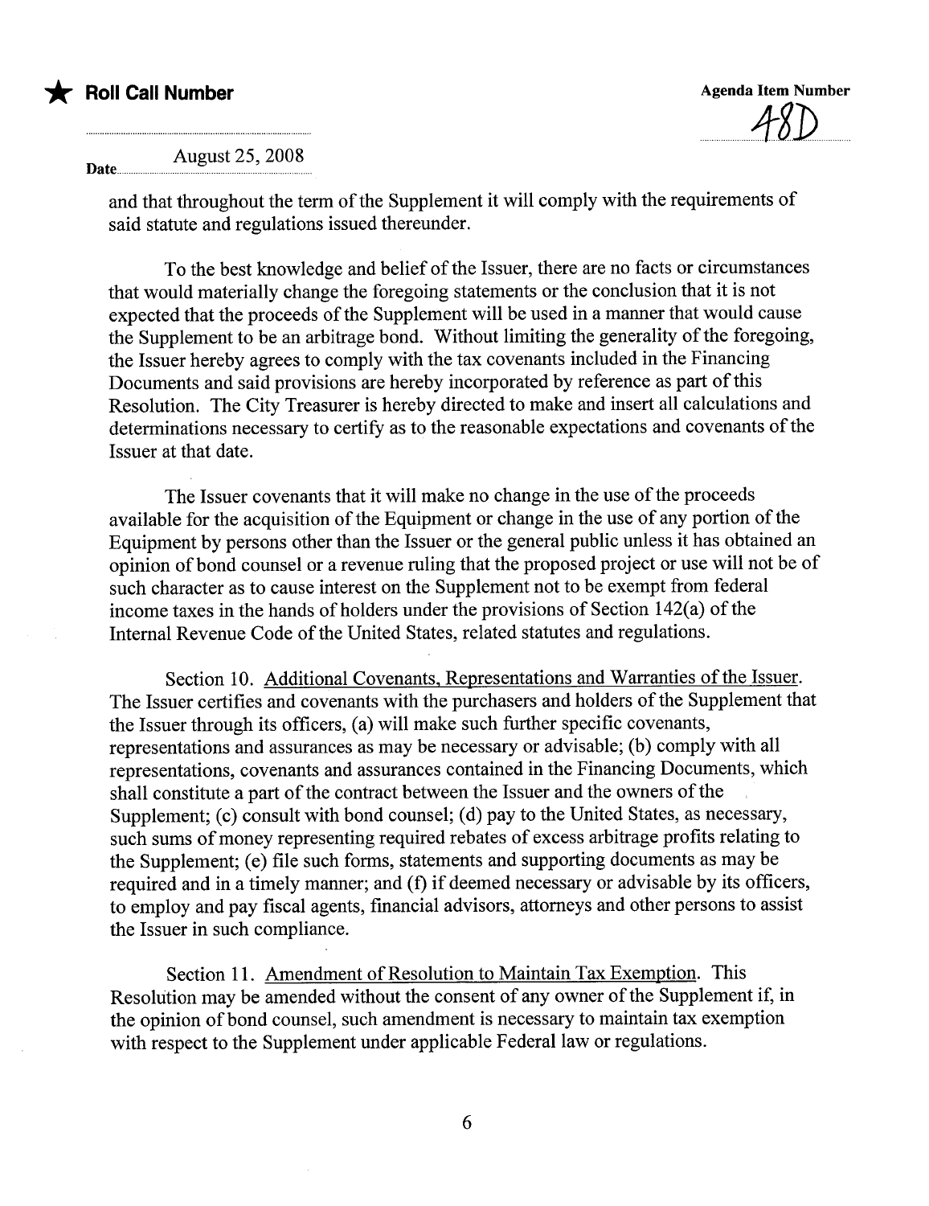and that throughout the term of the Supplement it will comply with the requirements of said statute and regulations issued thereunder.

To the best knowledge and belief of the Issuer, there are no facts or circumstances that would materially change the foregoing statements or the conclusion that it is not expected that the proceeds of the Supplement will be used in a manner that would cause the Supplement to be an arbitrage bond. Without limiting the generality of the foregoing, the Issuer hereby agrees to comply with the tax covenants included in the Financing Documents and said provisions are hereby incorporated by reference as part of this Resolution. The City Treasurer is hereby directed to make and insert all calculations and determinations necessary to certify as to the reasonable expectations and covenants of the Issuer at that date.

The Issuer covenants that it will make no change in the use of the proceeds available for the acquisition of the Equipment or change in the use of any portion of the Equipment by persons other than the Issuer or the general public unless it has obtained an opinion of bond counsel or a revenue ruling that the proposed project or use will not be of such character as to cause interest on the Supplement not to be exempt from federal income taxes in the hands of holders under the provisions of Section 142(a) of the Internal Revenue Code of the United States, related statutes and regulations.

Section 10. Additional Covenants, Representations and Warranties of the Issuer. The Issuer certifies and covenants with the purchasers and holders of the Supplement that the Issuer through its officers, (a) will make such further specific covenants, representations and assurances as may be necessary or advisable; (b) comply with all representations, covenants and assurances contained in the Financing Documents, which shall constitute a part of the contract between the Issuer and the owners of the Supplement; (c) consult with bond counsel; (d) pay to the United States, as necessary, such sums of money representing required rebates of excess arbitrage profits relating to the Supplement; (e) file such forms, statements and supporting documents as may be required and in a timely manner; and (f) if deemed necessary or advisable by its officers, to employ and pay fiscal agents, financial advisors, attorneys and other persons to assist the Issuer in such compliance.

Section 11. Amendment of Resolution to Maintain Tax Exemption. This Resolution may be amended without the consent of any owner of the Supplement if, in the opinion of bond counsel, such amendment is necessary to maintain tax exemption with respect to the Supplement under applicable Federal law or regulations.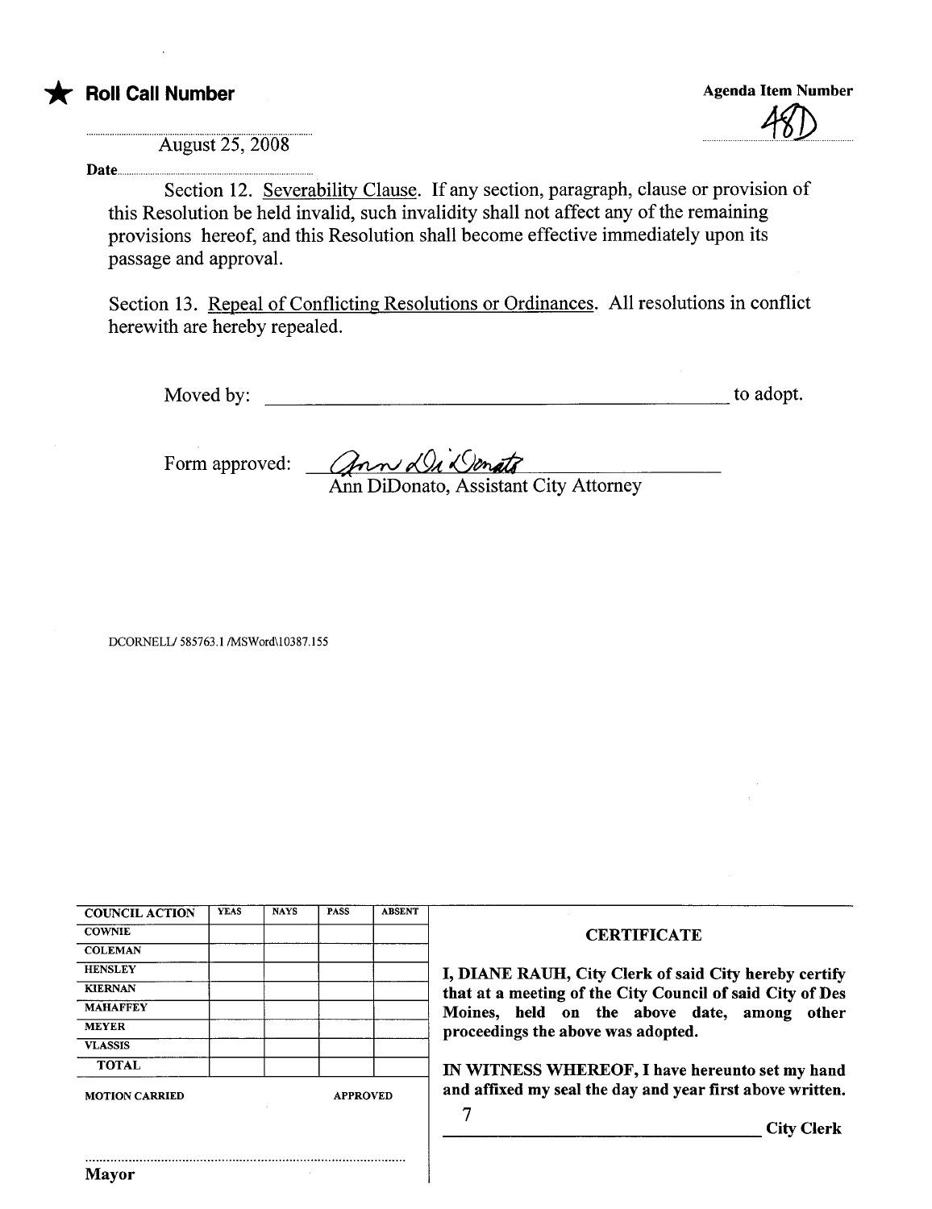★ **Roll Call Number**

**Agenda Item Number**

48D

August 25, 2008

Date

Section 12. Severability Clause. If any section, paragraph, clause or provision of this Resolution be held invalid, such invalidity shall not affect any of the remaining provisions hereof, and this Resolution shall become effective immediately upon its passage and approval.

Section 13. Repeal of Conflicting Resolutions or Ordinances. All resolutions in conflict herewith are hereby repealed.

Moved by: ______________________________ to adopt.

Form approved: Ann DiDonato
Ann DiDonato, Assistant City Attorney

DCORNELL/ 585763.1 /MSWord\10387.155

| COUNCIL ACTION | YEAS | NAYS | PASS | ABSENT |
|---|---|---|---|---|
| COWNIE | | | | |
| COLEMAN | | | | |
| HENSLEY | | | | |
| KIERNAN | | | | |
| MAHAFFEY | | | | |
| MEYER | | | | |
| VLASSIS | | | | |
| TOTAL | | | | |

MOTION CARRIED APPROVED

Mayor

**CERTIFICATE**

**I, DIANE RAUH, City Clerk of said City hereby certify that at a meeting of the City Council of said City of Des Moines, held on the above date, among other proceedings the above was adopted.**

**IN WITNESS WHEREOF, I have hereunto set my hand and affixed my seal the day and year first above written.**

______________________________ **City Clerk**